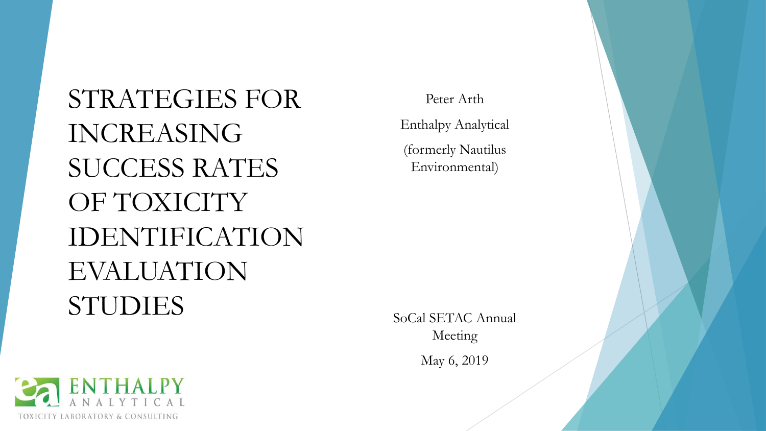# STRATEGIES FOR INCREASING SUCCESS RATES OF TOXICITY IDENTIFICATION EVALUATION STUDIES

Peter Arth

Enthalpy Analytical

(formerly Nautilus Environmental)

SoCal SETAC Annual Meeting

May 6, 2019

ENTHALPY ANALYTICAL

TOXICITY LABORATORY & CONSULTING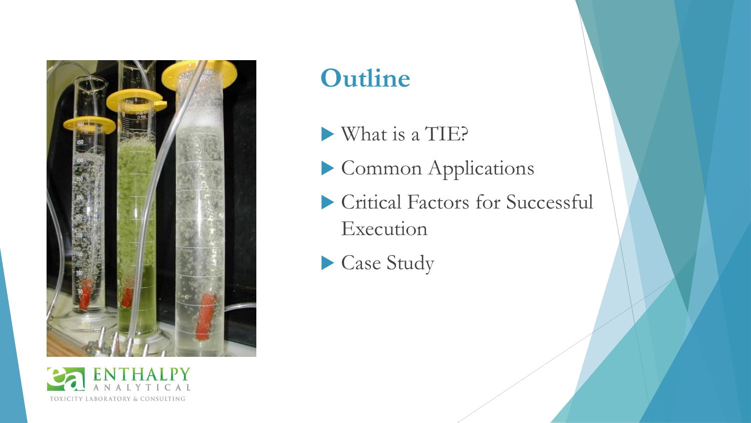# Outline

- What is a TIE?
- Common Applications
- Critical Factors for Successful Execution
- Case Study

ENTHALPY ANALYTICAL

TOXICITY LABORATORY & CONSULTING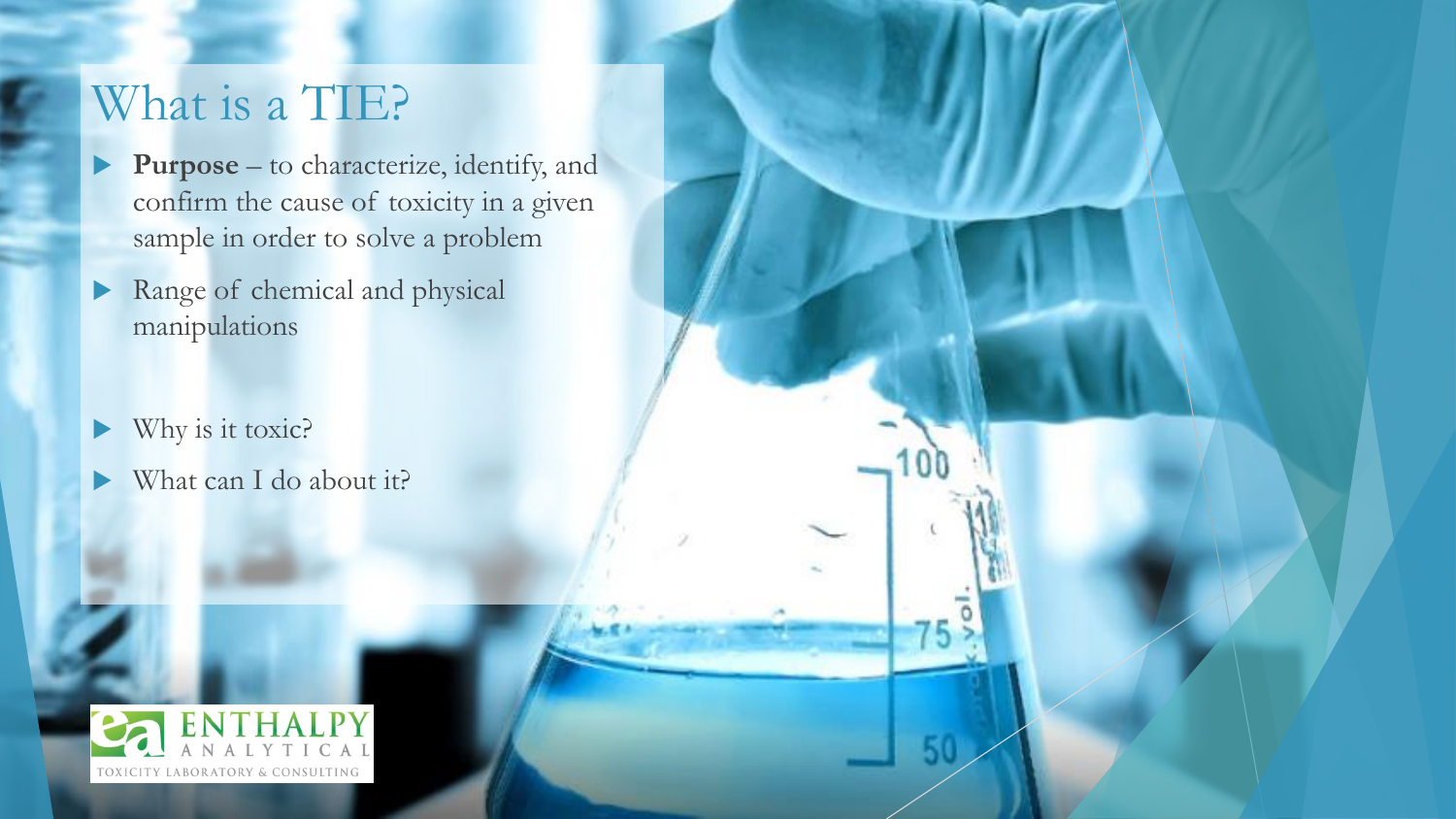# What is a TIE?

- **Purpose** – to characterize, identify, and confirm the cause of toxicity in a given sample in order to solve a problem
- Range of chemical and physical manipulations

- Why is it toxic?
- What can I do about it?

ENTHALPY ANALYTICAL
TOXICITY LABORATORY & CONSULTING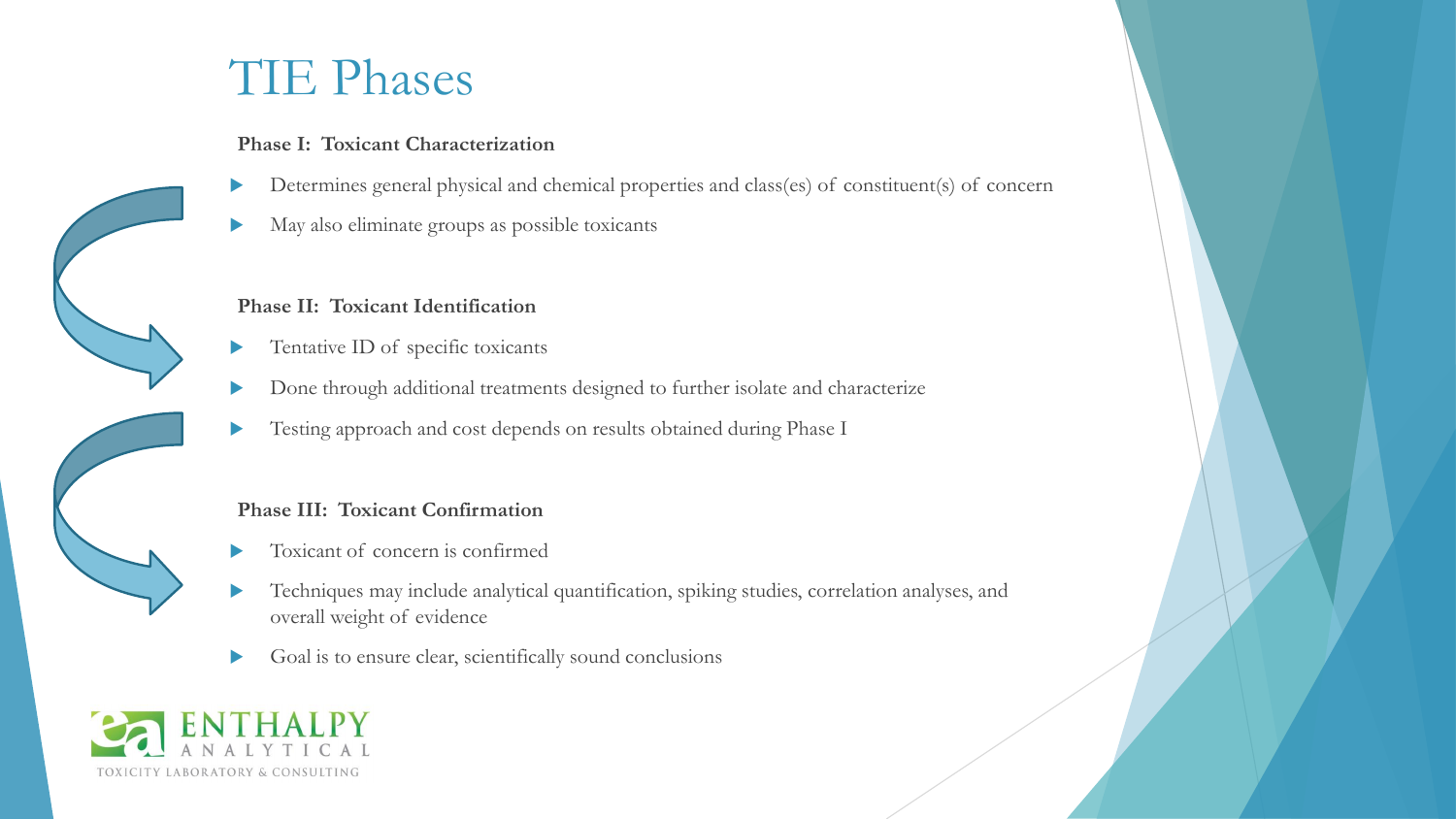# TIE Phases

**Phase I: Toxicant Characterization**

- Determines general physical and chemical properties and class(es) of constituent(s) of concern
- May also eliminate groups as possible toxicants

**Phase II: Toxicant Identification**

- Tentative ID of specific toxicants
- Done through additional treatments designed to further isolate and characterize
- Testing approach and cost depends on results obtained during Phase I

**Phase III: Toxicant Confirmation**

- Toxicant of concern is confirmed
- Techniques may include analytical quantification, spiking studies, correlation analyses, and overall weight of evidence
- Goal is to ensure clear, scientifically sound conclusions

ENTHALPY ANALYTICAL
TOXICITY LABORATORY & CONSULTING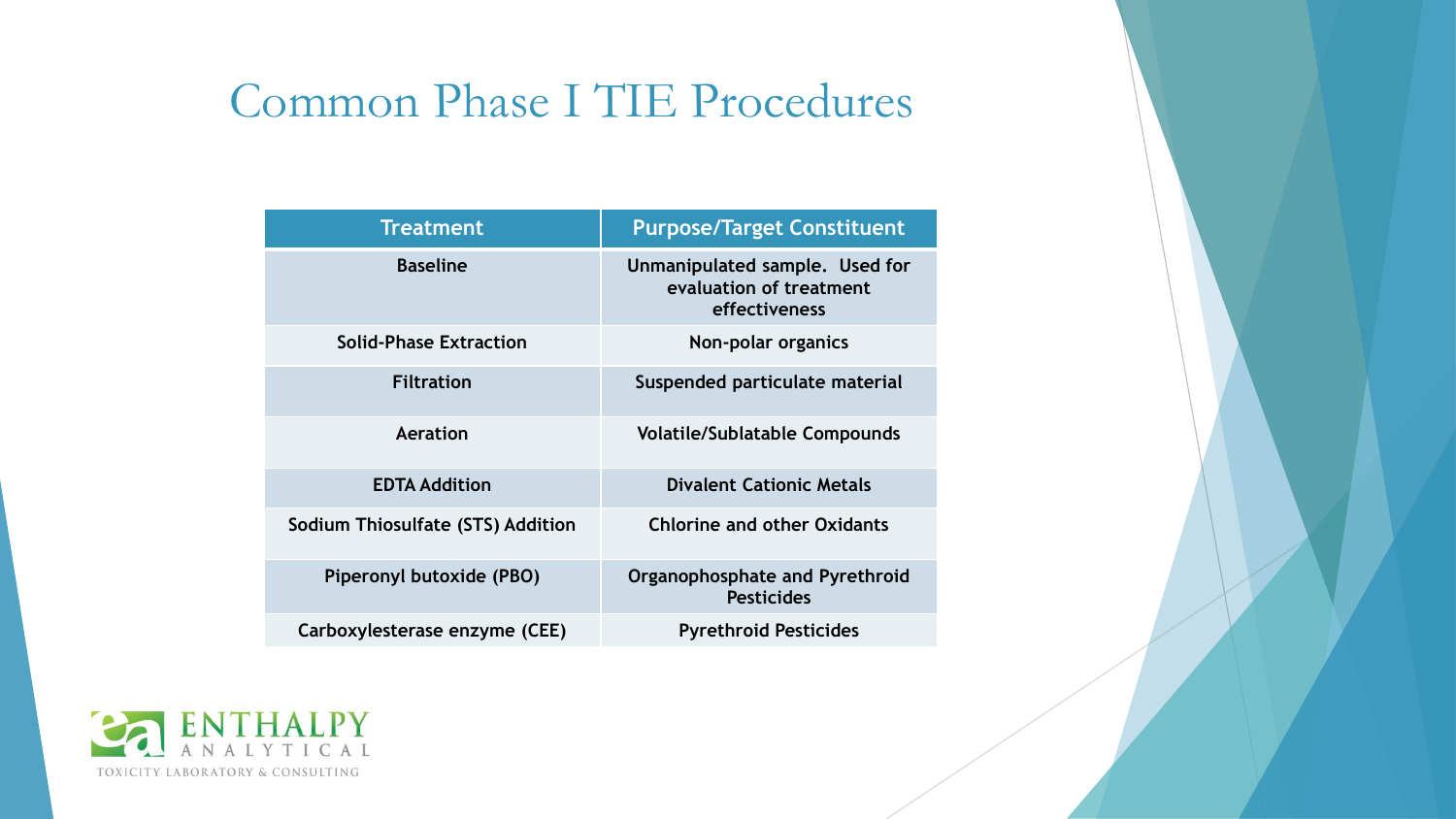# Common Phase I TIE Procedures

| Treatment | Purpose/Target Constituent |
| --- | --- |
| Baseline | Unmanipulated sample. Used for evaluation of treatment effectiveness |
| Solid-Phase Extraction | Non-polar organics |
| Filtration | Suspended particulate material |
| Aeration | Volatile/Sublatable Compounds |
| EDTA Addition | Divalent Cationic Metals |
| Sodium Thiosulfate (STS) Addition | Chlorine and other Oxidants |
| Piperonyl butoxide (PBO) | Organophosphate and Pyrethroid Pesticides |
| Carboxylesterase enzyme (CEE) | Pyrethroid Pesticides |

ENTHALPY ANALYTICAL
TOXICITY LABORATORY & CONSULTING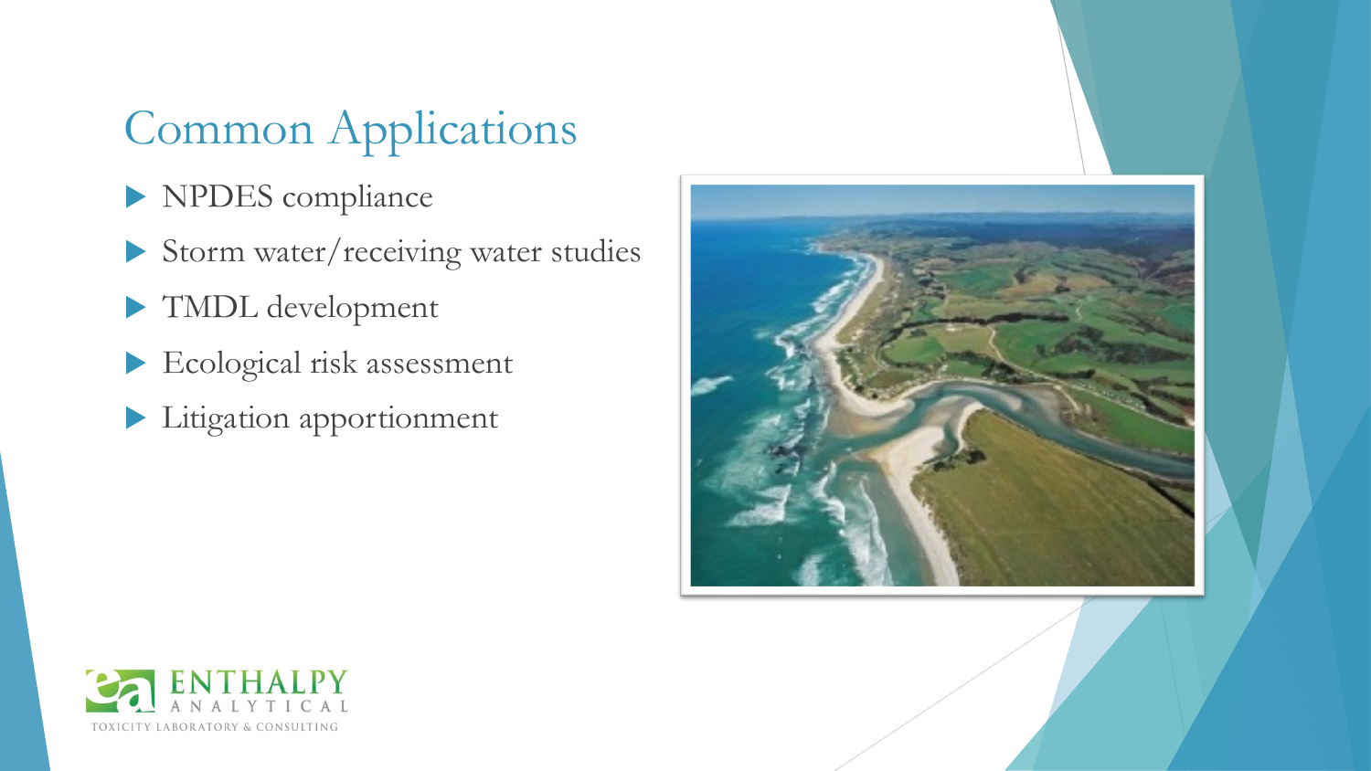# Common Applications

- NPDES compliance
- Storm water/receiving water studies
- TMDL development
- Ecological risk assessment
- Litigation apportionment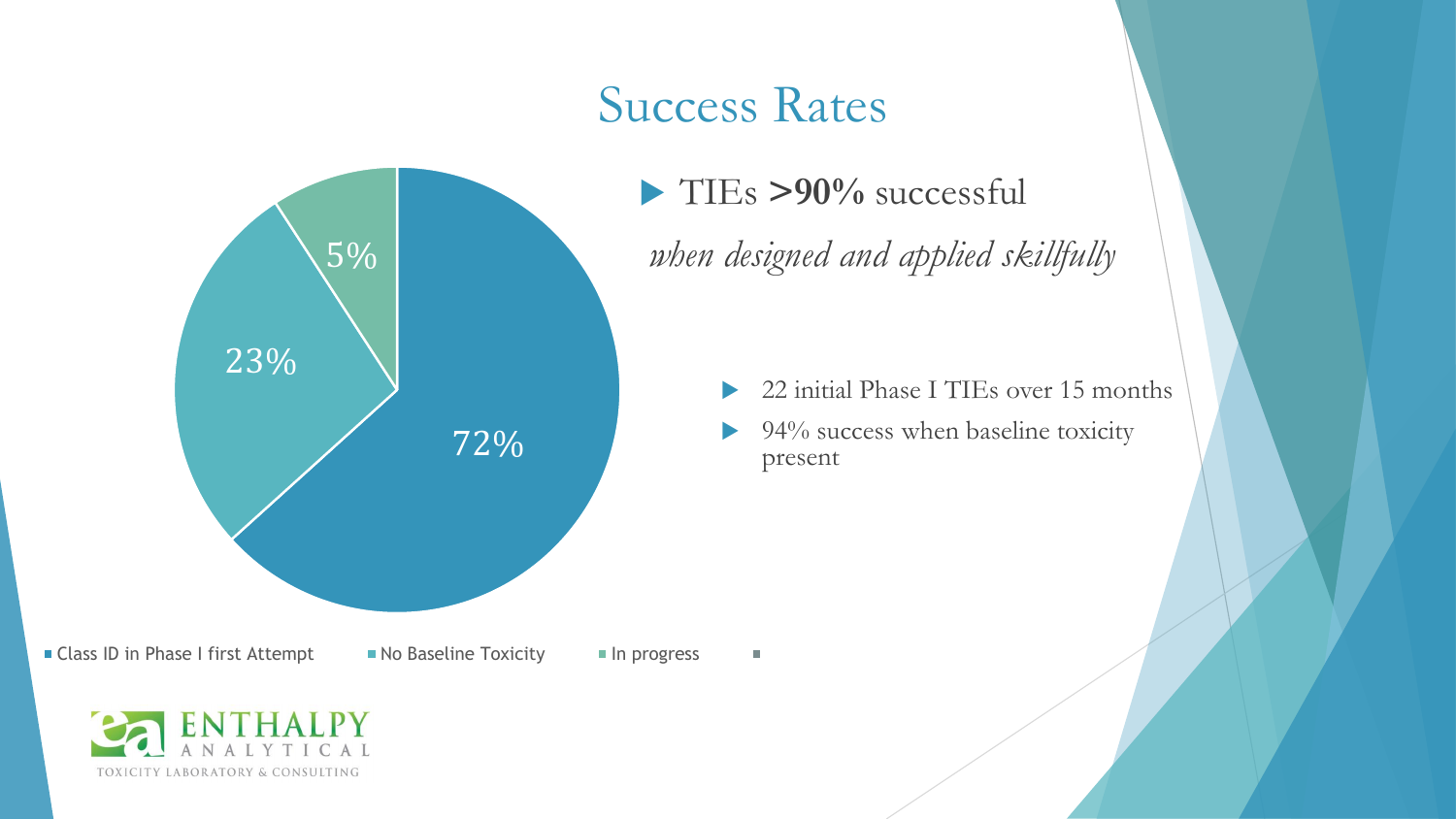# Success Rates

- TIEs **>90%** successful

*when designed and applied skillfully*

- 22 initial Phase I TIEs over 15 months
- 94% success when baseline toxicity present

| Category | Percentage |
| --- | --- |
| Class ID in Phase I first Attempt | 72% |
| No Baseline Toxicity | 23% |
| In progress | 5% |

ENTHALPY ANALYTICAL
TOXICITY LABORATORY & CONSULTING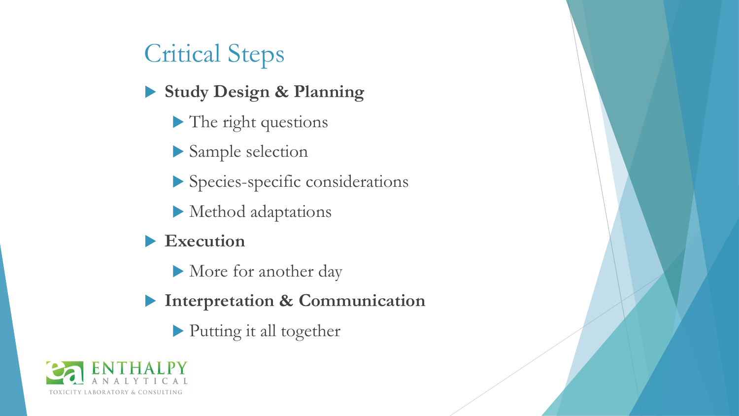# Critical Steps

- **Study Design & Planning**
  - The right questions
  - Sample selection
  - Species-specific considerations
  - Method adaptations
- **Execution**
  - More for another day
- **Interpretation & Communication**
  - Putting it all together

ENTHALPY ANALYTICAL
TOXICITY LABORATORY & CONSULTING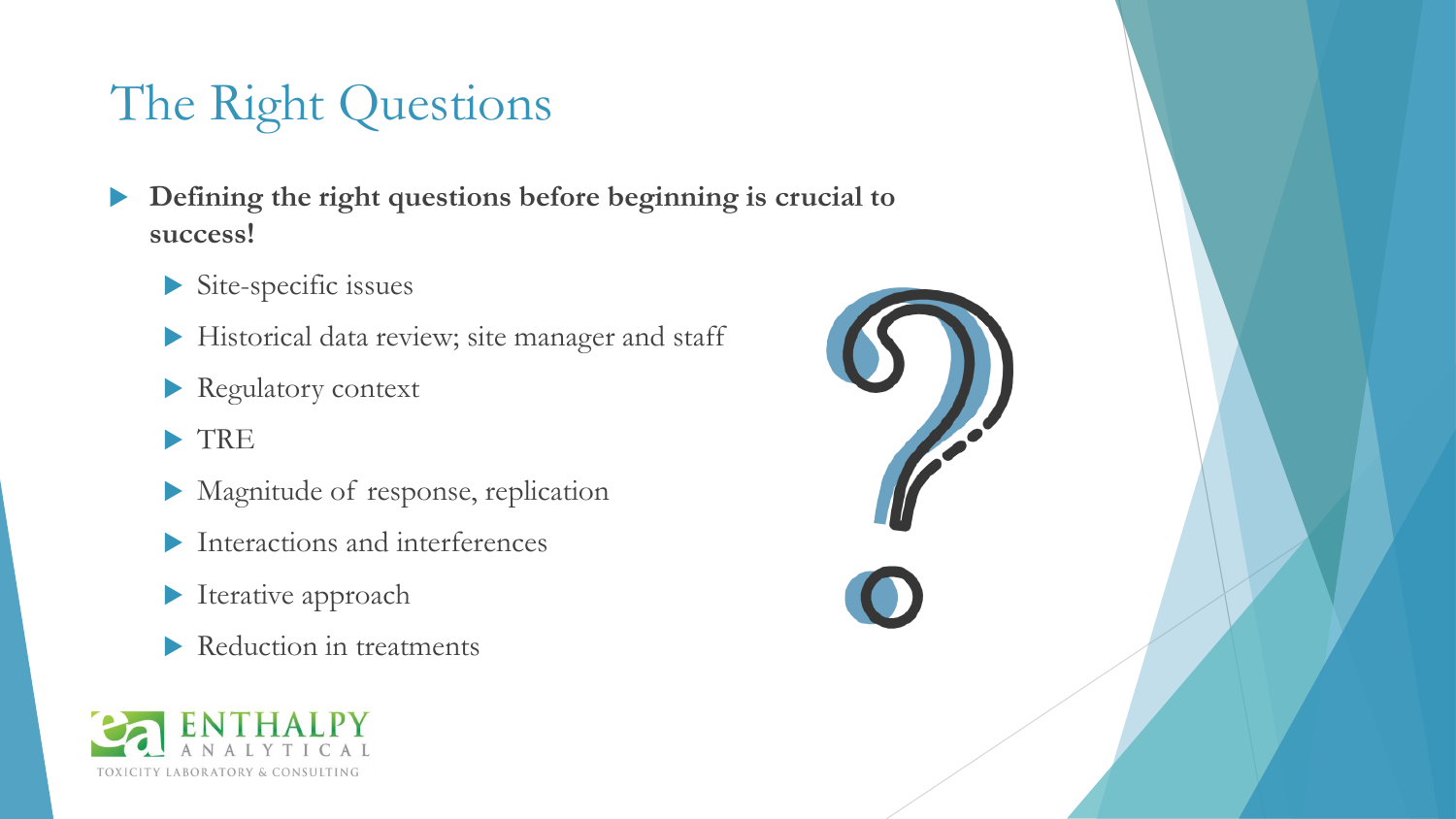# The Right Questions

- **Defining the right questions before beginning is crucial to success!**
  - Site-specific issues
  - Historical data review; site manager and staff
  - Regulatory context
  - TRE
  - Magnitude of response, replication
  - Interactions and interferences
  - Iterative approach
  - Reduction in treatments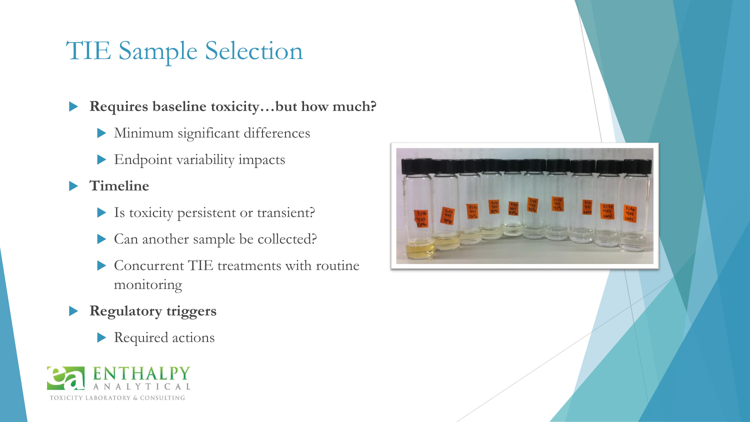# TIE Sample Selection

- **Requires baseline toxicity…but how much?**
  - Minimum significant differences
  - Endpoint variability impacts
- **Timeline**
  - Is toxicity persistent or transient?
  - Can another sample be collected?
  - Concurrent TIE treatments with routine monitoring
- **Regulatory triggers**
  - Required actions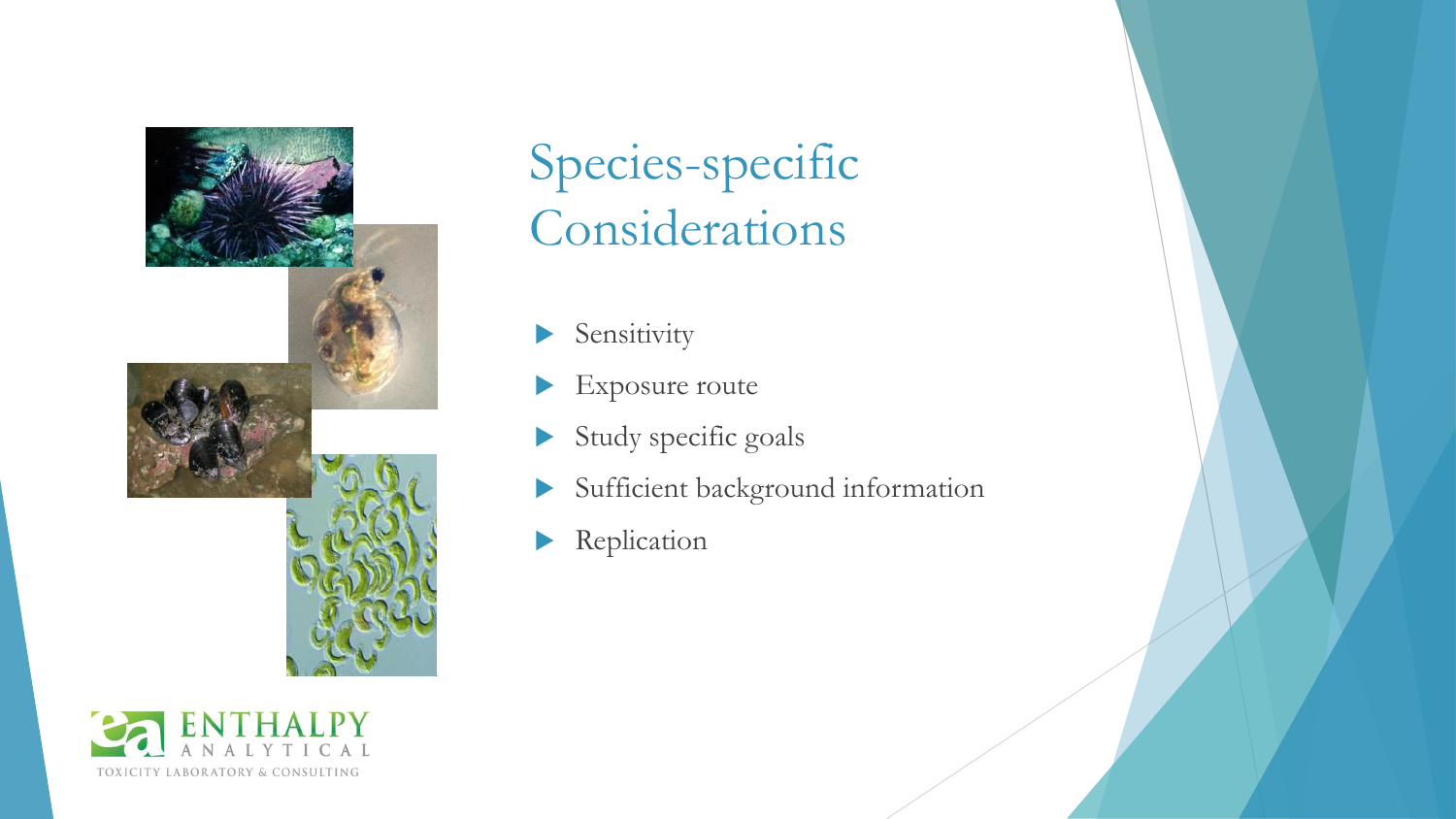# Species-specific Considerations

- Sensitivity
- Exposure route
- Study specific goals
- Sufficient background information
- Replication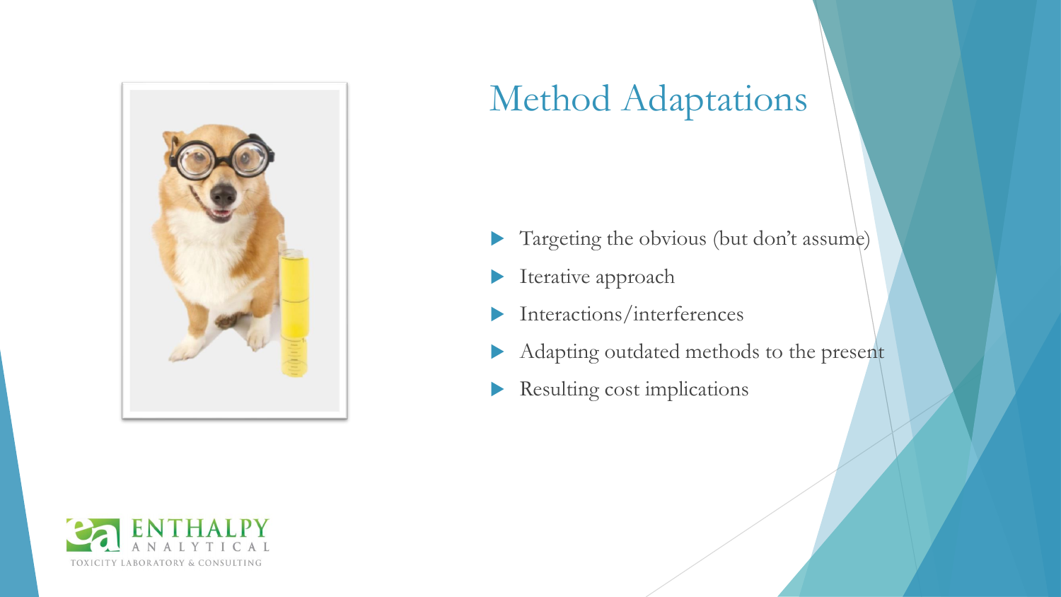# Method Adaptations

- Targeting the obvious (but don't assume)
- Iterative approach
- Interactions/interferences
- Adapting outdated methods to the present
- Resulting cost implications

ENTHALPY ANALYTICAL

TOXICITY LABORATORY & CONSULTING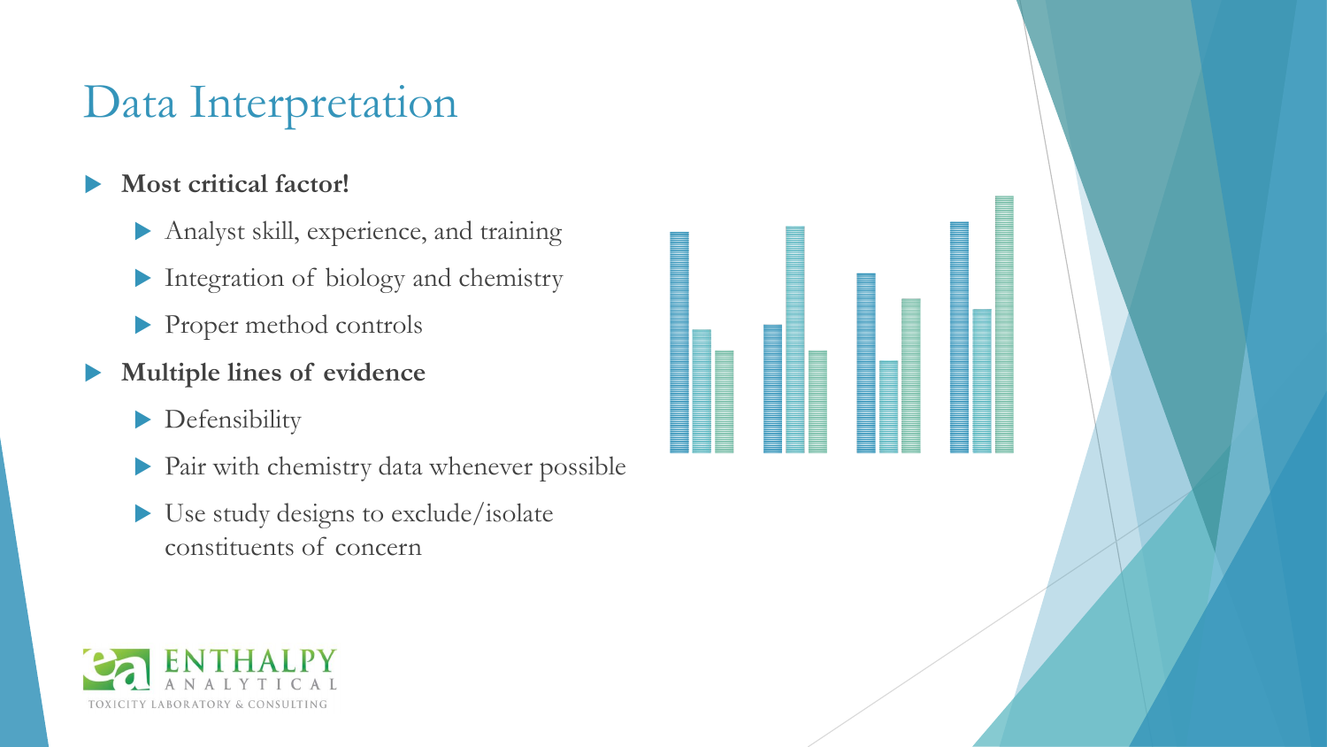# Data Interpretation

- **Most critical factor!**
  - Analyst skill, experience, and training
  - Integration of biology and chemistry
  - Proper method controls
- **Multiple lines of evidence**
  - Defensibility
  - Pair with chemistry data whenever possible
  - Use study designs to exclude/isolate constituents of concern

ENTHALPY ANALYTICAL

TOXICITY LABORATORY & CONSULTING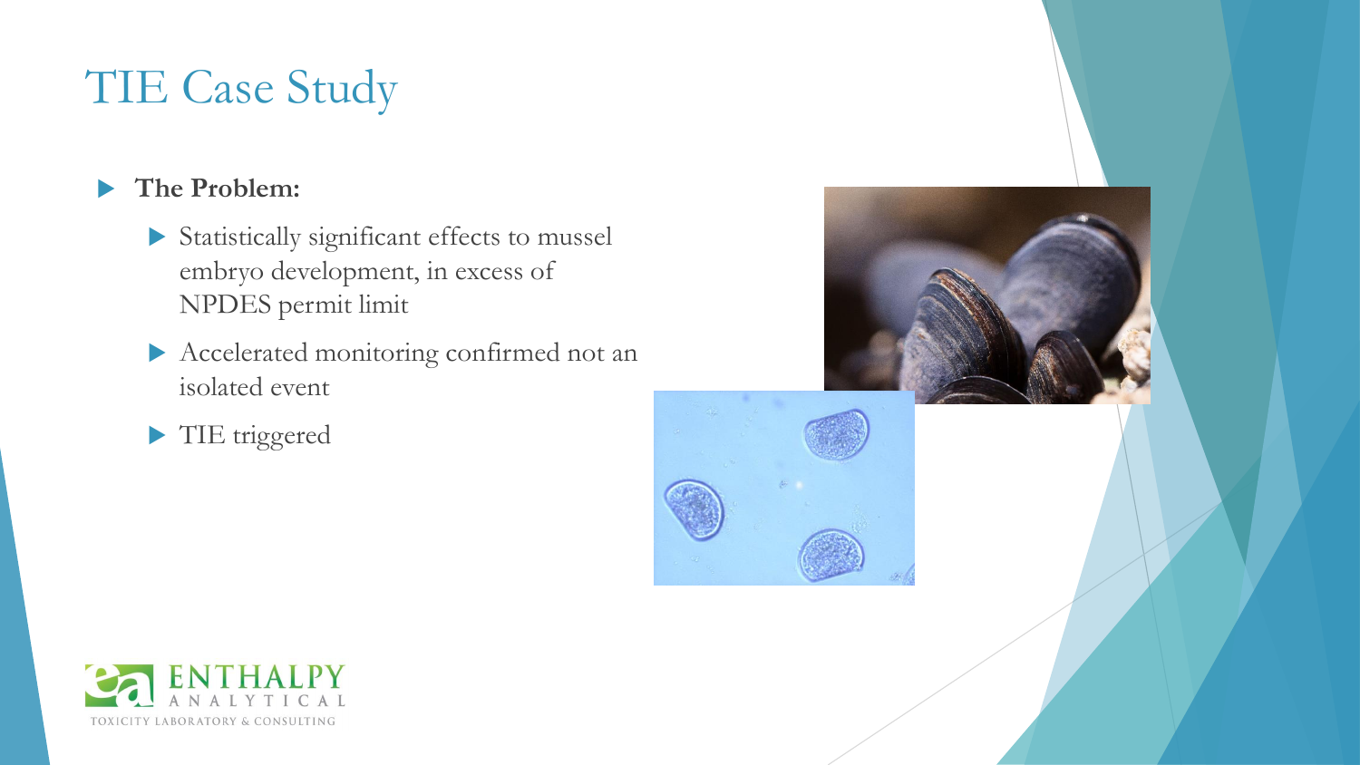# TIE Case Study

- **The Problem:**
  - Statistically significant effects to mussel embryo development, in excess of NPDES permit limit
  - Accelerated monitoring confirmed not an isolated event
  - TIE triggered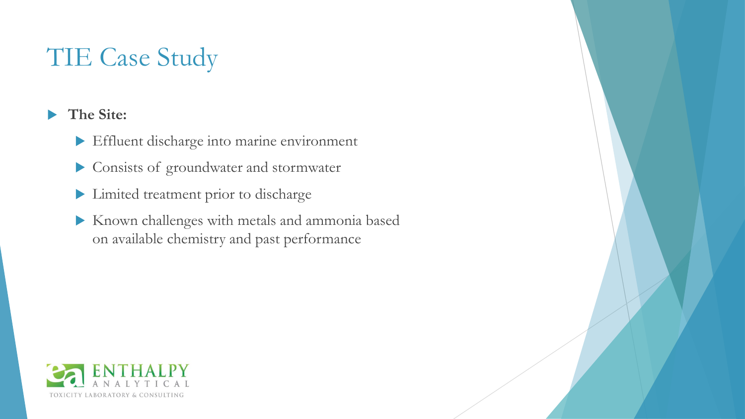# TIE Case Study

- **The Site:**
  - Effluent discharge into marine environment
  - Consists of groundwater and stormwater
  - Limited treatment prior to discharge
  - Known challenges with metals and ammonia based on available chemistry and past performance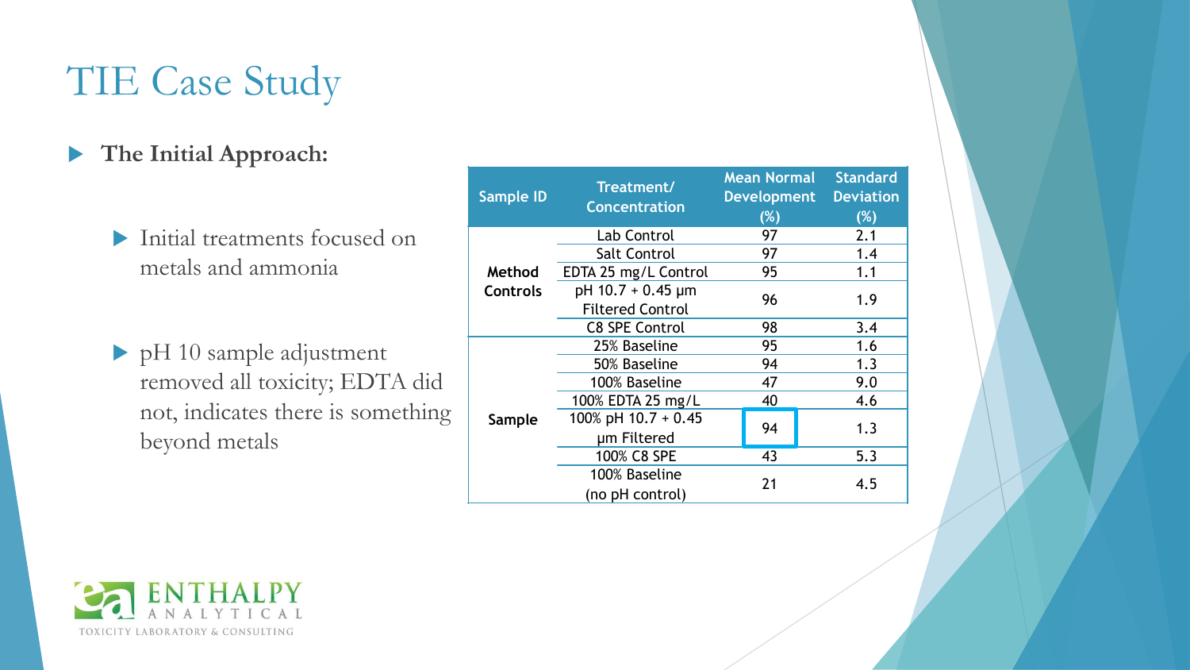# TIE Case Study

- **The Initial Approach:**
  - Initial treatments focused on metals and ammonia
  - pH 10 sample adjustment removed all toxicity; EDTA did not, indicates there is something beyond metals

| Sample ID | Treatment/ Concentration | Mean Normal Development (%) | Standard Deviation (%) |
|---|---|---|---|
| Method Controls | Lab Control | 97 | 2.1 |
| | Salt Control | 97 | 1.4 |
| | EDTA 25 mg/L Control | 95 | 1.1 |
| | pH 10.7 + 0.45 µm Filtered Control | 96 | 1.9 |
| | C8 SPE Control | 98 | 3.4 |
| Sample | 25% Baseline | 95 | 1.6 |
| | 50% Baseline | 94 | 1.3 |
| | 100% Baseline | 47 | 9.0 |
| | 100% EDTA 25 mg/L | 40 | 4.6 |
| | 100% pH 10.7 + 0.45 µm Filtered | 94 | 1.3 |
| | 100% C8 SPE | 43 | 5.3 |
| | 100% Baseline (no pH control) | 21 | 4.5 |

ENTHALPY ANALYTICAL
TOXICITY LABORATORY & CONSULTING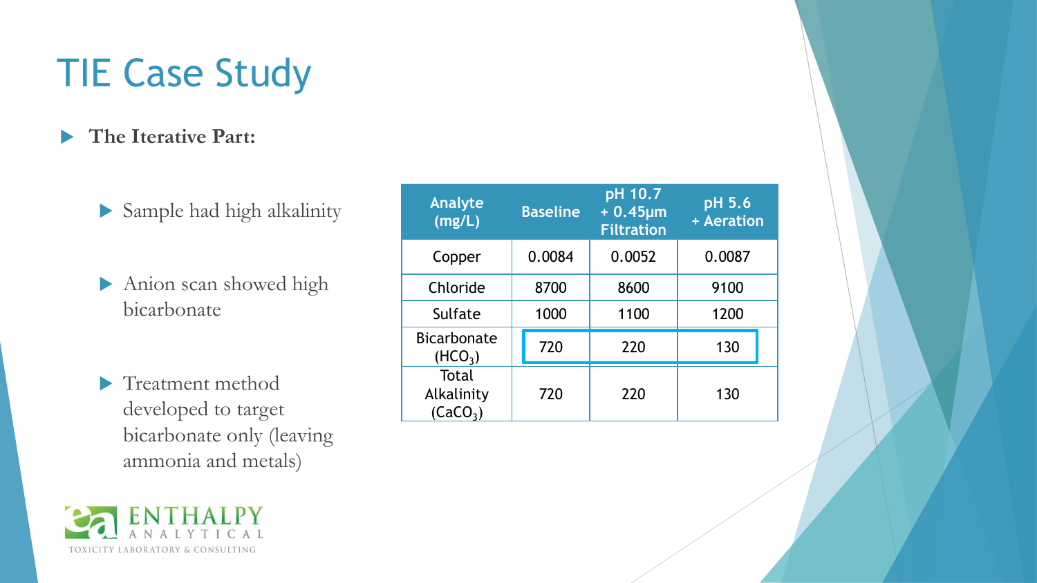# TIE Case Study

- **The Iterative Part:**
  - Sample had high alkalinity
  - Anion scan showed high bicarbonate
  - Treatment method developed to target bicarbonate only (leaving ammonia and metals)

| Analyte (mg/L) | Baseline | pH 10.7 + 0.45µm Filtration | pH 5.6 + Aeration |
|---|---|---|---|
| Copper | 0.0084 | 0.0052 | 0.0087 |
| Chloride | 8700 | 8600 | 9100 |
| Sulfate | 1000 | 1100 | 1200 |
| Bicarbonate ($HCO_3$) | 720 | 220 | 130 |
| Total Alkalinity ($CaCO_3$) | 720 | 220 | 130 |

ENTHALPY ANALYTICAL
TOXICITY LABORATORY & CONSULTING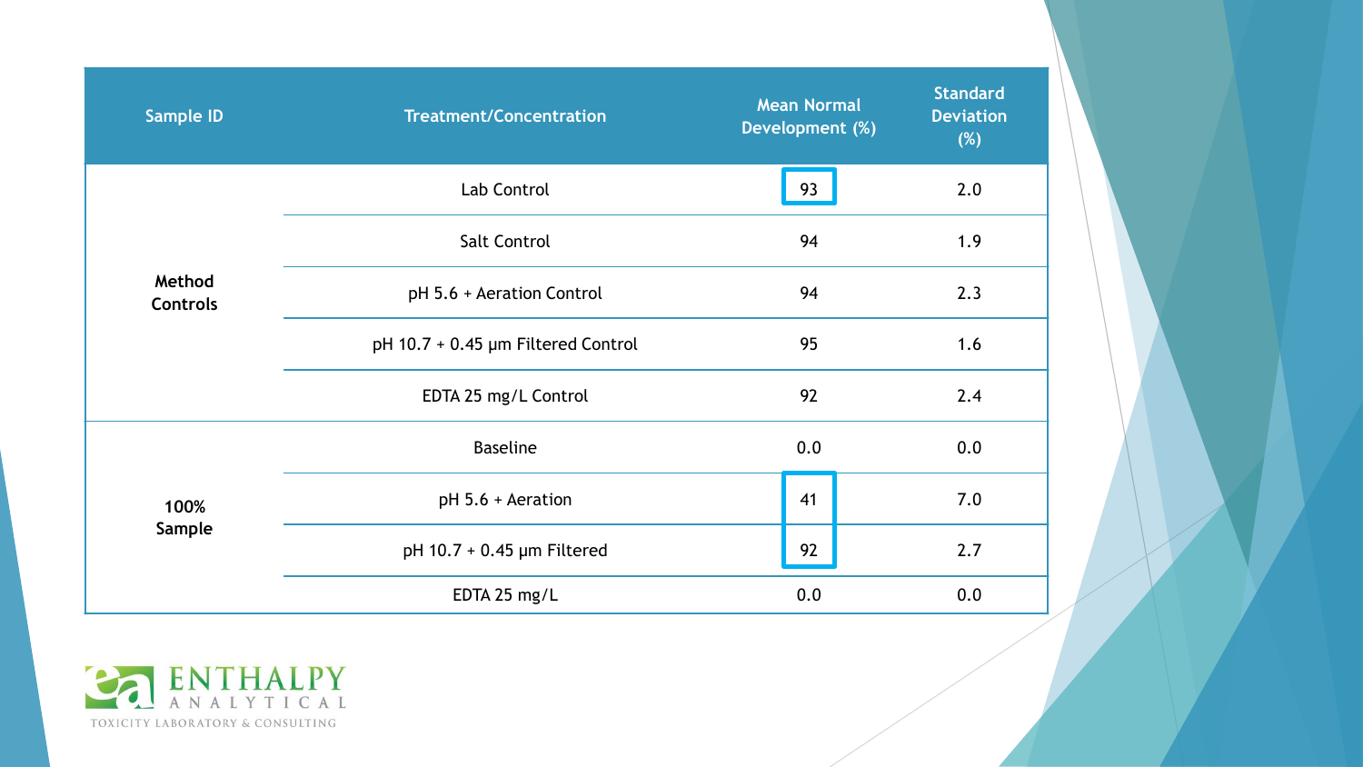| Sample ID | Treatment/Concentration | Mean Normal Development (%) | Standard Deviation (%) |
|---|---|---|---|
| **Method Controls** | Lab Control | 93 | 2.0 |
| | Salt Control | 94 | 1.9 |
| | pH 5.6 + Aeration Control | 94 | 2.3 |
| | pH 10.7 + 0.45 µm Filtered Control | 95 | 1.6 |
| | EDTA 25 mg/L Control | 92 | 2.4 |
| **100% Sample** | Baseline | 0.0 | 0.0 |
| | pH 5.6 + Aeration | 41 | 7.0 |
| | pH 10.7 + 0.45 µm Filtered | 92 | 2.7 |
| | EDTA 25 mg/L | 0.0 | 0.0 |

ENTHALPY ANALYTICAL

TOXICITY LABORATORY & CONSULTING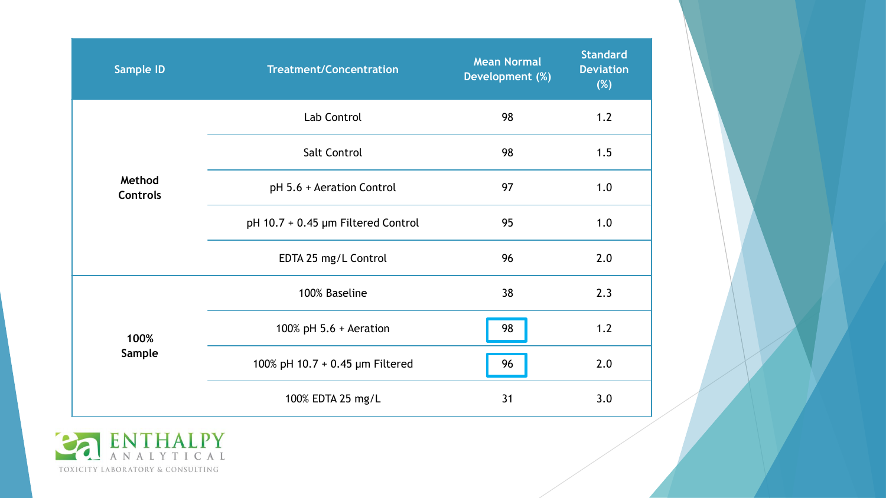| Sample ID | Treatment/Concentration | Mean Normal Development (%) | Standard Deviation (%) |
|---|---|---|---|
| Method Controls | Lab Control | 98 | 1.2 |
| | Salt Control | 98 | 1.5 |
| | pH 5.6 + Aeration Control | 97 | 1.0 |
| | pH 10.7 + 0.45 µm Filtered Control | 95 | 1.0 |
| | EDTA 25 mg/L Control | 96 | 2.0 |
| 100% Sample | 100% Baseline | 38 | 2.3 |
| | 100% pH 5.6 + Aeration | 98 | 1.2 |
| | 100% pH 10.7 + 0.45 µm Filtered | 96 | 2.0 |
| | 100% EDTA 25 mg/L | 31 | 3.0 |

ENTHALPY ANALYTICAL
TOXICITY LABORATORY & CONSULTING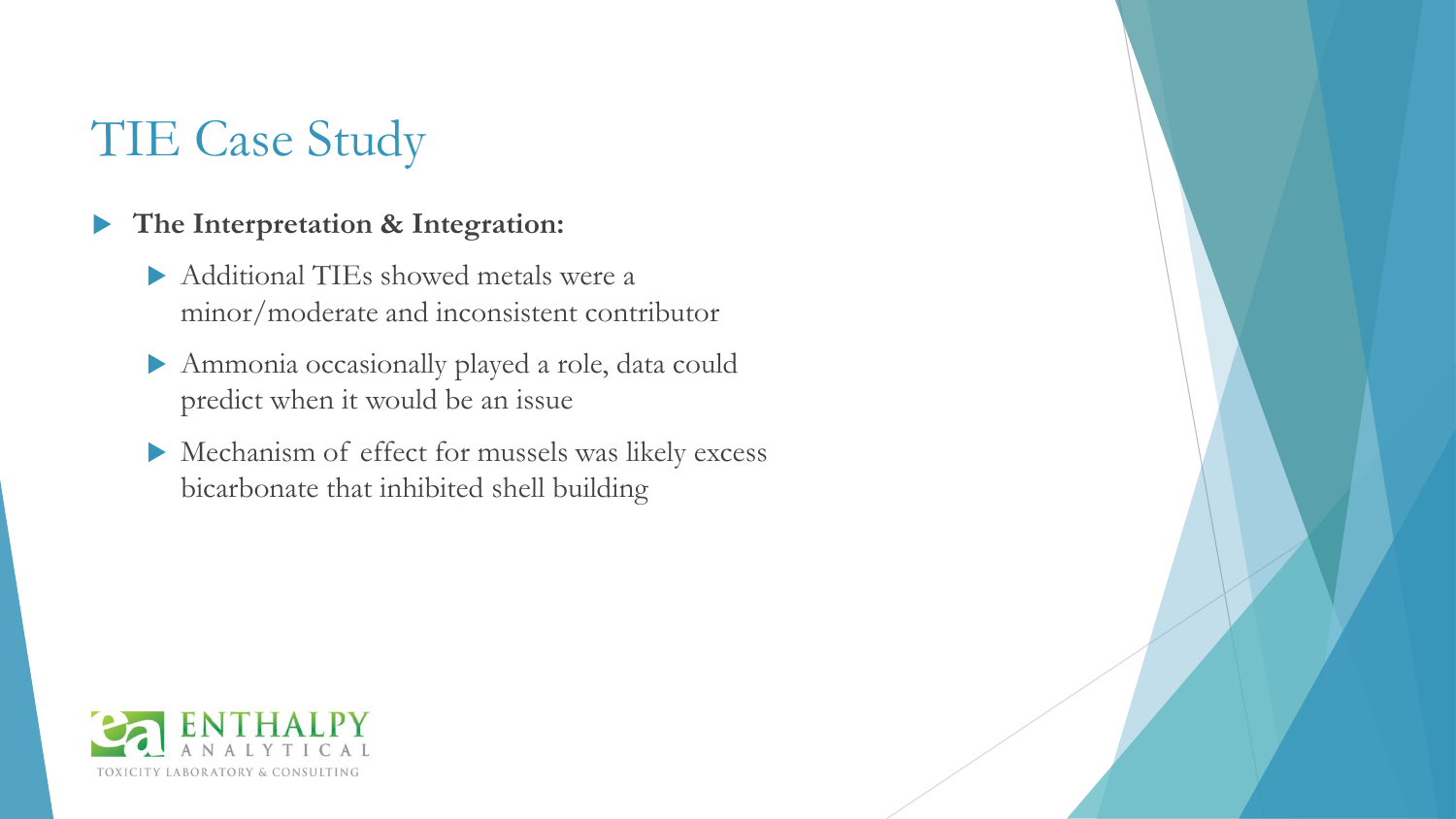# TIE Case Study

- **The Interpretation & Integration:**
  - Additional TIEs showed metals were a minor/moderate and inconsistent contributor
  - Ammonia occasionally played a role, data could predict when it would be an issue
  - Mechanism of effect for mussels was likely excess bicarbonate that inhibited shell building

ENTHALPY ANALYTICAL
TOXICITY LABORATORY & CONSULTING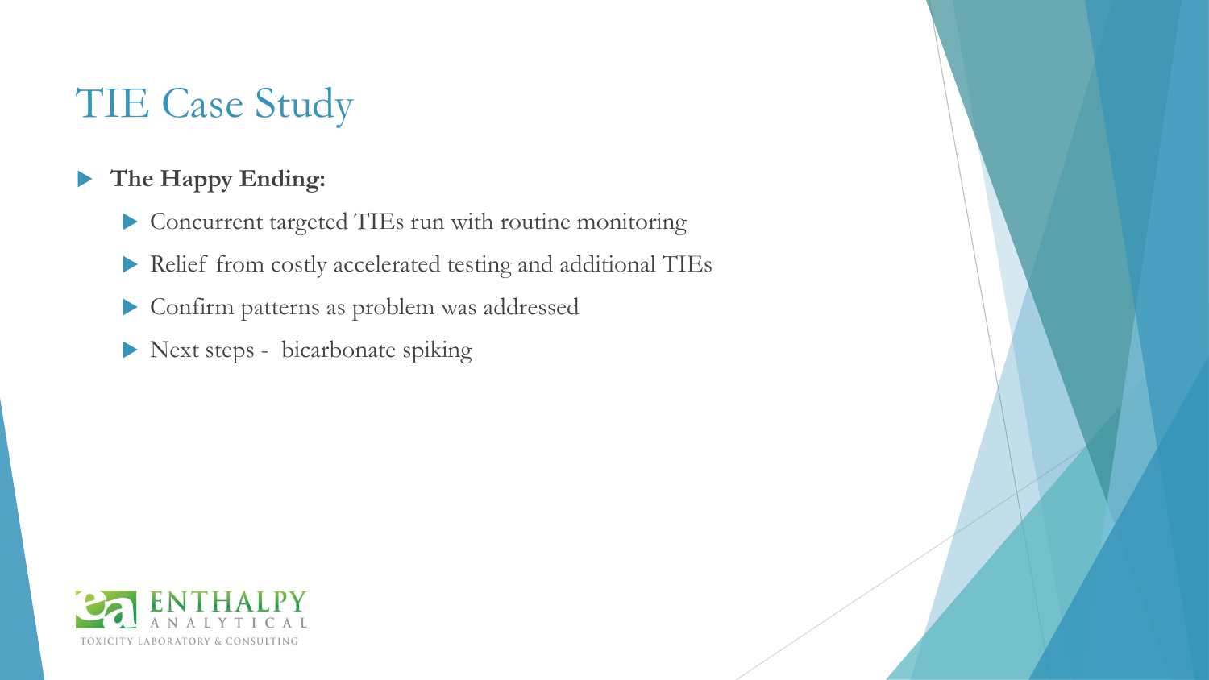# TIE Case Study

- **The Happy Ending:**
  - Concurrent targeted TIEs run with routine monitoring
  - Relief from costly accelerated testing and additional TIEs
  - Confirm patterns as problem was addressed
  - Next steps - bicarbonate spiking

ENTHALPY ANALYTICAL
TOXICITY LABORATORY & CONSULTING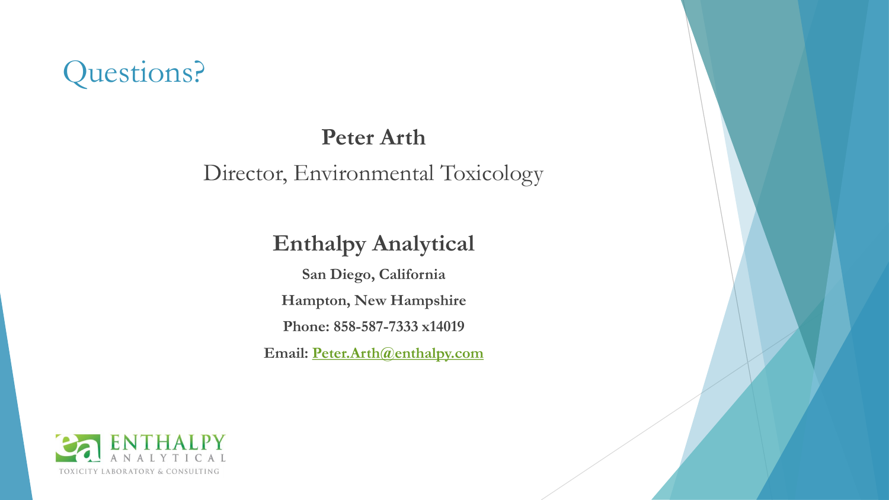# Questions?

**Peter Arth**

Director, Environmental Toxicology

**Enthalpy Analytical**

**San Diego, California**

**Hampton, New Hampshire**

**Phone: 858-587-7333 x14019**

**Email: Peter.Arth@enthalpy.com**

ENTHALPY ANALYTICAL

TOXICITY LABORATORY & CONSULTING